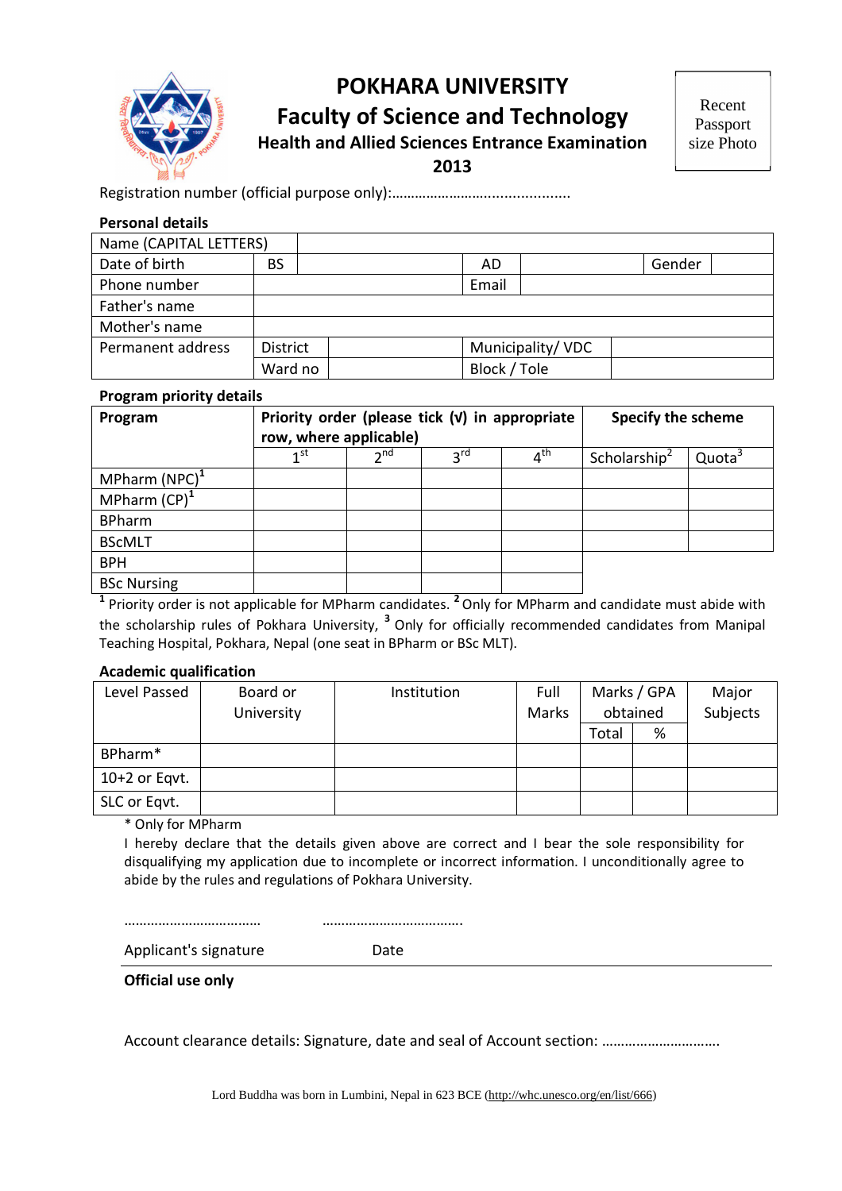# POKHARA UNIVERSITY

## Faculty of Science and Technology

### Health and Allied Sciences Entrance Examination 2013

Recent Passport size Photo

Registration number (official purpose only):............................................

**Personal details**

| Name (CAPITAL LETTERS) | | | | | | |
|---|---|---|---|---|---|---|
| Date of birth | BS | | AD | | Gender | |
| Phone number | | | Email | | | |
| Father's name | | | | | | |
| Mother's name | | | | | | |
| Permanent address | District | | Municipality/ VDC | | | |
| | Ward no | | Block / Tole | | | |

**Program priority details**

| Program | Priority order (please tick (√) in appropriate row, where applicable) | | | | Specify the scheme | |
|---|---|---|---|---|---|---|
| | 1st | 2nd | 3rd | 4th | Scholarship[2] | Quota[3] |
| MPharm (NPC)[1] | | | | | | |
| MPharm (CP)[1] | | | | | | |
| BPharm | | | | | | |
| BScMLT | | | | | | |
| BPH | | | | | | |
| BSc Nursing | | | | | | |

[1] Priority order is not applicable for MPharm candidates. [2] Only for MPharm and candidate must abide with the scholarship rules of Pokhara University, [3] Only for officially recommended candidates from Manipal Teaching Hospital, Pokhara, Nepal (one seat in BPharm or BSc MLT).

**Academic qualification**

| Level Passed | Board or University | Institution | Full Marks | Marks / GPA obtained | | Major Subjects |
|---|---|---|---|---|---|---|
| | | | | Total | % | |
| BPharm* | | | | | | |
| 10+2 or Eqvt. | | | | | | |
| SLC or Eqvt. | | | | | | |

\* Only for MPharm

I hereby declare that the details given above are correct and I bear the sole responsibility for disqualifying my application due to incomplete or incorrect information. I unconditionally agree to abide by the rules and regulations of Pokhara University.

……………………………… ……………………………….

Applicant's signature Date

**Official use only**

Account clearance details: Signature, date and seal of Account section: ………………………….

Lord Buddha was born in Lumbini, Nepal in 623 BCE (http://whc.unesco.org/en/list/666)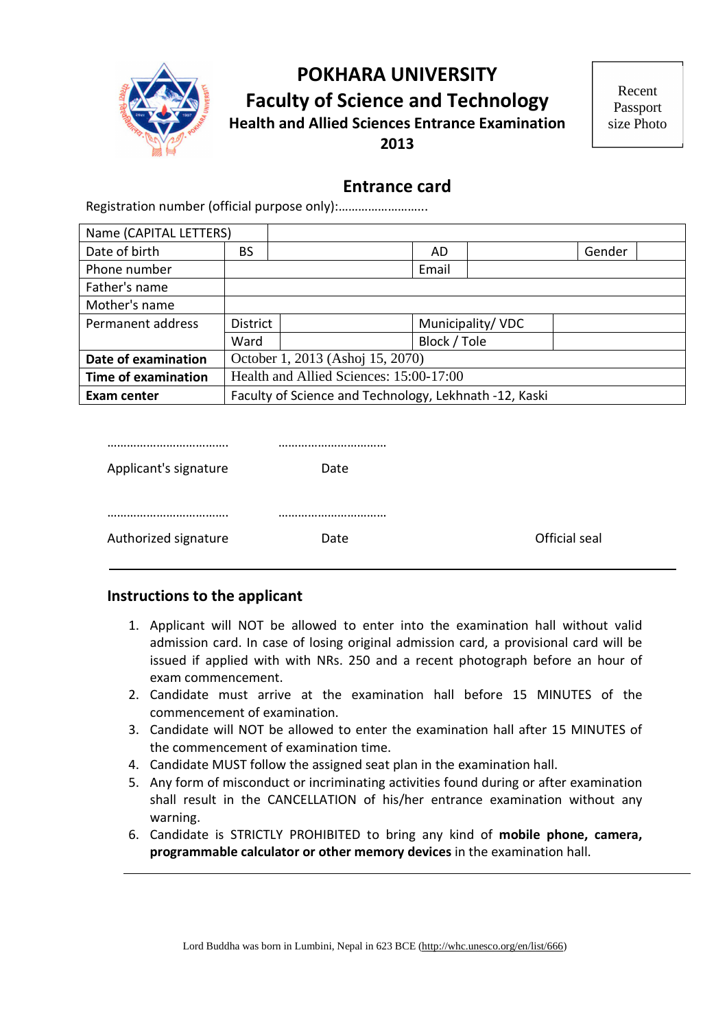# POKHARA UNIVERSITY

## Faculty of Science and Technology

### Health and Allied Sciences Entrance Examination 2013

Recent Passport size Photo

## Entrance card

Registration number (official purpose only):……………………..

| Name (CAPITAL LETTERS) | | | | | | |
|---|---|---|---|---|---|---|
| Date of birth | BS | | AD | | Gender | |
| Phone number | | | Email | | | |
| Father's name | | | | | | |
| Mother's name | | | | | | |
| Permanent address | District | | Municipality/ VDC | | | |
| | Ward | | Block / Tole | | | |
| **Date of examination** | October 1, 2013 (Ashoj 15, 2070) | | | | | |
| **Time of examination** | Health and Allied Sciences: 15:00-17:00 | | | | | |
| **Exam center** | Faculty of Science and Technology, Lekhnath -12, Kaski | | | | | |

……………………………… ……………………………

Applicant's signature Date

……………………………… ……………………………

Authorized signature Date Official seal

---

### Instructions to the applicant

1. Applicant will NOT be allowed to enter into the examination hall without valid admission card. In case of losing original admission card, a provisional card will be issued if applied with with NRs. 250 and a recent photograph before an hour of exam commencement.
2. Candidate must arrive at the examination hall before 15 MINUTES of the commencement of examination.
3. Candidate will NOT be allowed to enter the examination hall after 15 MINUTES of the commencement of examination time.
4. Candidate MUST follow the assigned seat plan in the examination hall.
5. Any form of misconduct or incriminating activities found during or after examination shall result in the CANCELLATION of his/her entrance examination without any warning.
6. Candidate is STRICTLY PROHIBITED to bring any kind of **mobile phone, camera, programmable calculator or other memory devices** in the examination hall.

---

Lord Buddha was born in Lumbini, Nepal in 623 BCE (http://whc.unesco.org/en/list/666)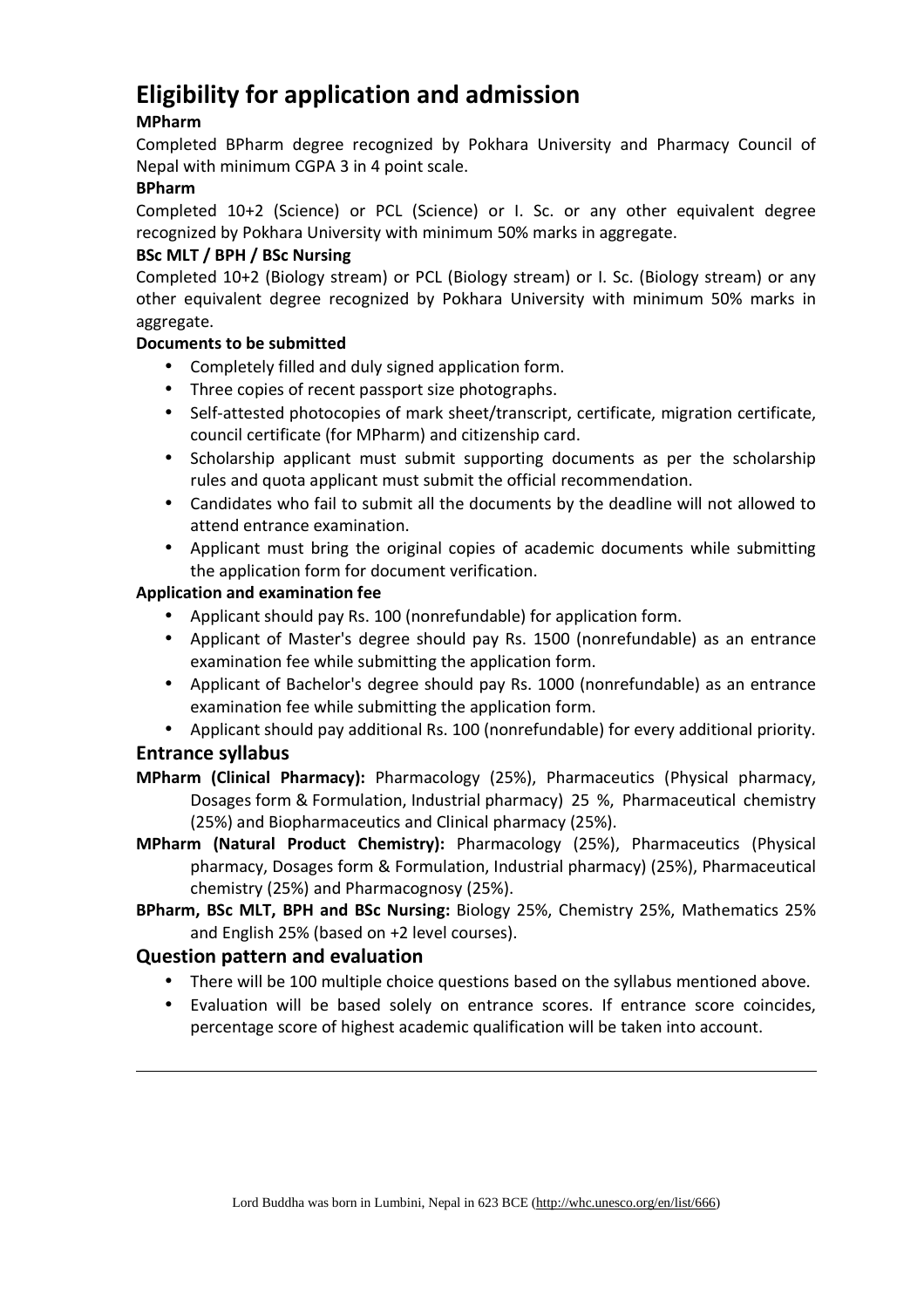# Eligibility for application and admission

**MPharm**

Completed BPharm degree recognized by Pokhara University and Pharmacy Council of Nepal with minimum CGPA 3 in 4 point scale.

**BPharm**

Completed 10+2 (Science) or PCL (Science) or I. Sc. or any other equivalent degree recognized by Pokhara University with minimum 50% marks in aggregate.

**BSc MLT / BPH / BSc Nursing**

Completed 10+2 (Biology stream) or PCL (Biology stream) or I. Sc. (Biology stream) or any other equivalent degree recognized by Pokhara University with minimum 50% marks in aggregate.

**Documents to be submitted**

- Completely filled and duly signed application form.
- Three copies of recent passport size photographs.
- Self-attested photocopies of mark sheet/transcript, certificate, migration certificate, council certificate (for MPharm) and citizenship card.
- Scholarship applicant must submit supporting documents as per the scholarship rules and quota applicant must submit the official recommendation.
- Candidates who fail to submit all the documents by the deadline will not allowed to attend entrance examination.
- Applicant must bring the original copies of academic documents while submitting the application form for document verification.

**Application and examination fee**

- Applicant should pay Rs. 100 (nonrefundable) for application form.
- Applicant of Master's degree should pay Rs. 1500 (nonrefundable) as an entrance examination fee while submitting the application form.
- Applicant of Bachelor's degree should pay Rs. 1000 (nonrefundable) as an entrance examination fee while submitting the application form.
- Applicant should pay additional Rs. 100 (nonrefundable) for every additional priority.

## Entrance syllabus

**MPharm (Clinical Pharmacy):** Pharmacology (25%), Pharmaceutics (Physical pharmacy, Dosages form & Formulation, Industrial pharmacy) 25 %, Pharmaceutical chemistry (25%) and Biopharmaceutics and Clinical pharmacy (25%).

**MPharm (Natural Product Chemistry):** Pharmacology (25%), Pharmaceutics (Physical pharmacy, Dosages form & Formulation, Industrial pharmacy) (25%), Pharmaceutical chemistry (25%) and Pharmacognosy (25%).

**BPharm, BSc MLT, BPH and BSc Nursing:** Biology 25%, Chemistry 25%, Mathematics 25% and English 25% (based on +2 level courses).

## Question pattern and evaluation

- There will be 100 multiple choice questions based on the syllabus mentioned above.
- Evaluation will be based solely on entrance scores. If entrance score coincides, percentage score of highest academic qualification will be taken into account.